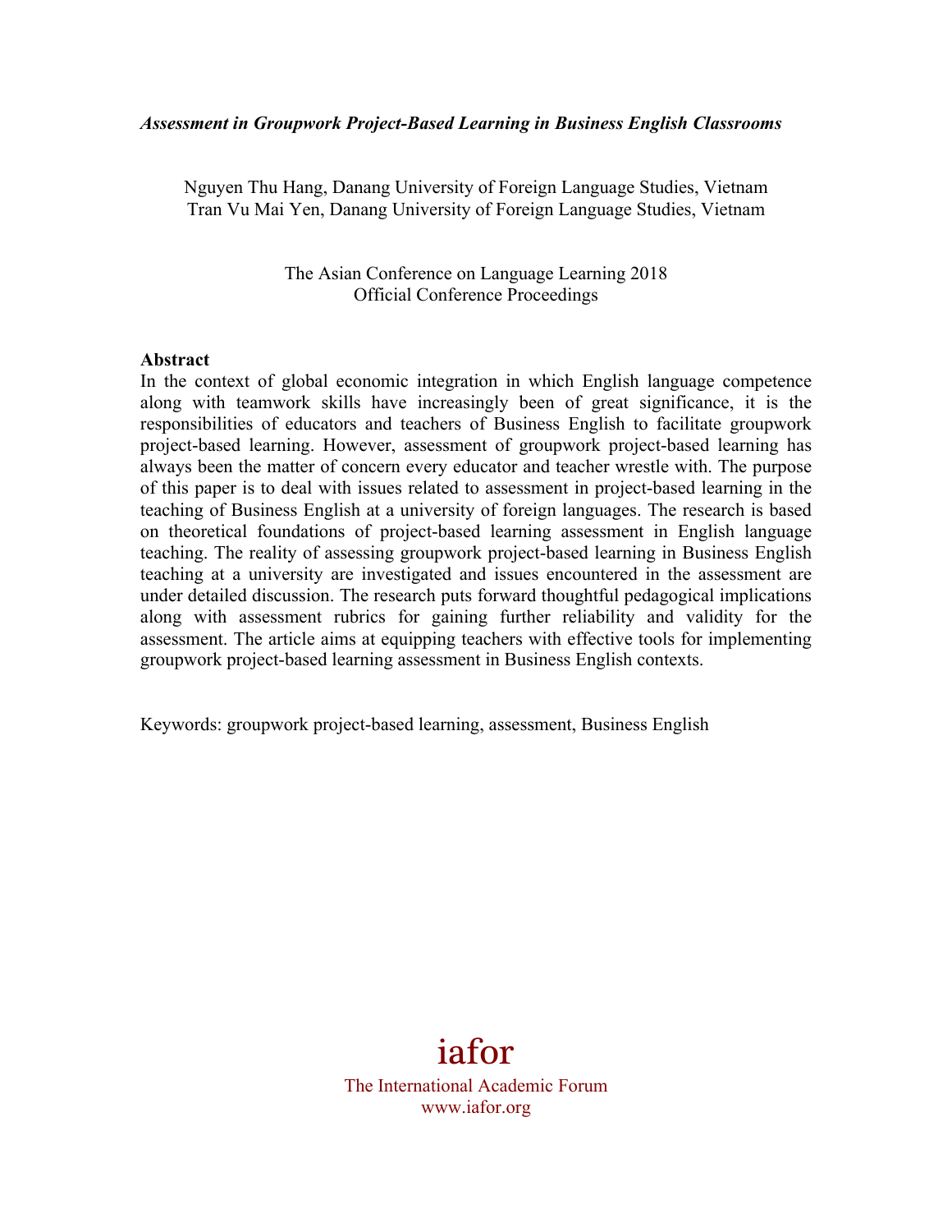*Assessment in Groupwork Project-Based Learning in Business English Classrooms*

Nguyen Thu Hang, Danang University of Foreign Language Studies, Vietnam
Tran Vu Mai Yen, Danang University of Foreign Language Studies, Vietnam

The Asian Conference on Language Learning 2018
Official Conference Proceedings

**Abstract**

In the context of global economic integration in which English language competence along with teamwork skills have increasingly been of great significance, it is the responsibilities of educators and teachers of Business English to facilitate groupwork project-based learning. However, assessment of groupwork project-based learning has always been the matter of concern every educator and teacher wrestle with. The purpose of this paper is to deal with issues related to assessment in project-based learning in the teaching of Business English at a university of foreign languages. The research is based on theoretical foundations of project-based learning assessment in English language teaching. The reality of assessing groupwork project-based learning in Business English teaching at a university are investigated and issues encountered in the assessment are under detailed discussion. The research puts forward thoughtful pedagogical implications along with assessment rubrics for gaining further reliability and validity for the assessment. The article aims at equipping teachers with effective tools for implementing groupwork project-based learning assessment in Business English contexts.

Keywords: groupwork project-based learning, assessment, Business English

iafor

The International Academic Forum
www.iafor.org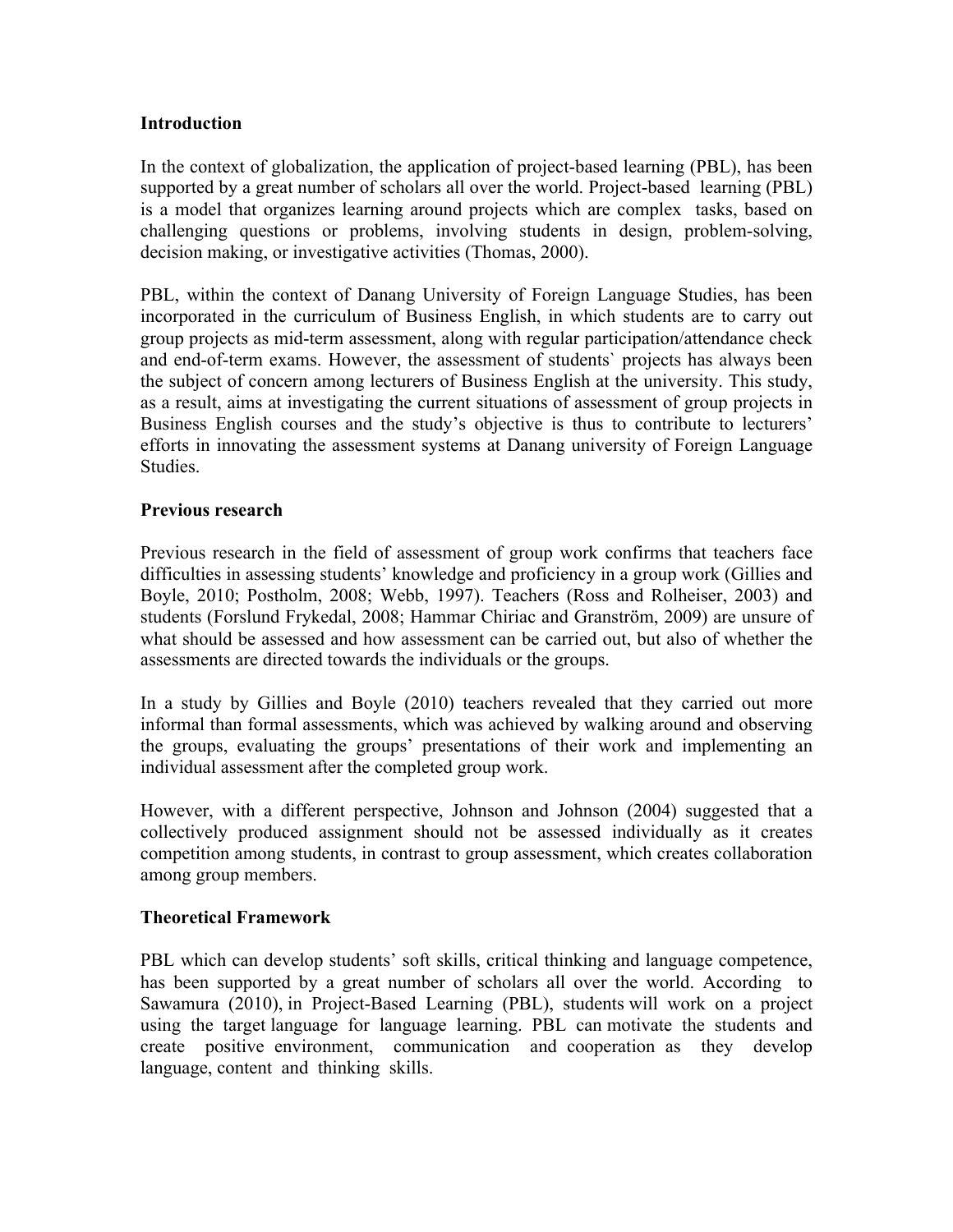## Introduction

In the context of globalization, the application of project-based learning (PBL), has been supported by a great number of scholars all over the world. Project-based learning (PBL) is a model that organizes learning around projects which are complex tasks, based on challenging questions or problems, involving students in design, problem-solving, decision making, or investigative activities (Thomas, 2000).

PBL, within the context of Danang University of Foreign Language Studies, has been incorporated in the curriculum of Business English, in which students are to carry out group projects as mid-term assessment, along with regular participation/attendance check and end-of-term exams. However, the assessment of students` projects has always been the subject of concern among lecturers of Business English at the university. This study, as a result, aims at investigating the current situations of assessment of group projects in Business English courses and the study's objective is thus to contribute to lecturers' efforts in innovating the assessment systems at Danang university of Foreign Language Studies.

## Previous research

Previous research in the field of assessment of group work confirms that teachers face difficulties in assessing students' knowledge and proficiency in a group work (Gillies and Boyle, 2010; Postholm, 2008; Webb, 1997). Teachers (Ross and Rolheiser, 2003) and students (Forslund Frykedal, 2008; Hammar Chiriac and Granström, 2009) are unsure of what should be assessed and how assessment can be carried out, but also of whether the assessments are directed towards the individuals or the groups.

In a study by Gillies and Boyle (2010) teachers revealed that they carried out more informal than formal assessments, which was achieved by walking around and observing the groups, evaluating the groups' presentations of their work and implementing an individual assessment after the completed group work.

However, with a different perspective, Johnson and Johnson (2004) suggested that a collectively produced assignment should not be assessed individually as it creates competition among students, in contrast to group assessment, which creates collaboration among group members.

## Theoretical Framework

PBL which can develop students' soft skills, critical thinking and language competence, has been supported by a great number of scholars all over the world. According to Sawamura (2010), in Project-Based Learning (PBL), students will work on a project using the target language for language learning. PBL can motivate the students and create positive environment, communication and cooperation as they develop language, content and thinking skills.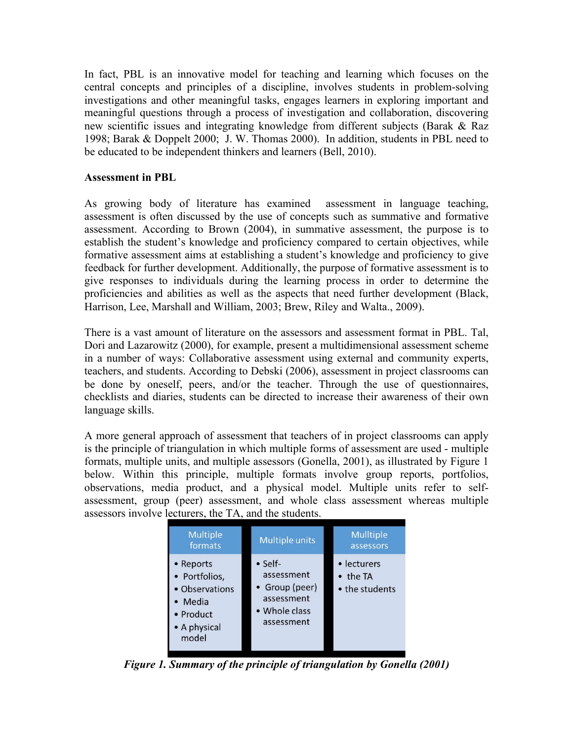In fact, PBL is an innovative model for teaching and learning which focuses on the central concepts and principles of a discipline, involves students in problem-solving investigations and other meaningful tasks, engages learners in exploring important and meaningful questions through a process of investigation and collaboration, discovering new scientific issues and integrating knowledge from different subjects (Barak & Raz 1998; Barak & Doppelt 2000; J. W. Thomas 2000). In addition, students in PBL need to be educated to be independent thinkers and learners (Bell, 2010).

**Assessment in PBL**

As growing body of literature has examined assessment in language teaching, assessment is often discussed by the use of concepts such as summative and formative assessment. According to Brown (2004), in summative assessment, the purpose is to establish the student's knowledge and proficiency compared to certain objectives, while formative assessment aims at establishing a student's knowledge and proficiency to give feedback for further development. Additionally, the purpose of formative assessment is to give responses to individuals during the learning process in order to determine the proficiencies and abilities as well as the aspects that need further development (Black, Harrison, Lee, Marshall and William, 2003; Brew, Riley and Walta., 2009).

There is a vast amount of literature on the assessors and assessment format in PBL. Tal, Dori and Lazarowitz (2000), for example, present a multidimensional assessment scheme in a number of ways: Collaborative assessment using external and community experts, teachers, and students. According to Debski (2006), assessment in project classrooms can be done by oneself, peers, and/or the teacher. Through the use of questionnaires, checklists and diaries, students can be directed to increase their awareness of their own language skills.

A more general approach of assessment that teachers of in project classrooms can apply is the principle of triangulation in which multiple forms of assessment are used - multiple formats, multiple units, and multiple assessors (Gonella, 2001), as illustrated by Figure 1 below. Within this principle, multiple formats involve group reports, portfolios, observations, media product, and a physical model. Multiple units refer to self-assessment, group (peer) assessment, and whole class assessment whereas multiple assessors involve lecturers, the TA, and the students.

| Multiple formats | Multiple units | Mulltiple assessors |
| --- | --- | --- |
| • Reports<br>• Portfolios,<br>• Observations<br>• Media<br>• Product<br>• A physical model | • Self-assessment<br>• Group (peer) assessment<br>• Whole class assessment | • lecturers<br>• the TA<br>• the students |

***Figure 1. Summary of the principle of triangulation by Gonella (2001)***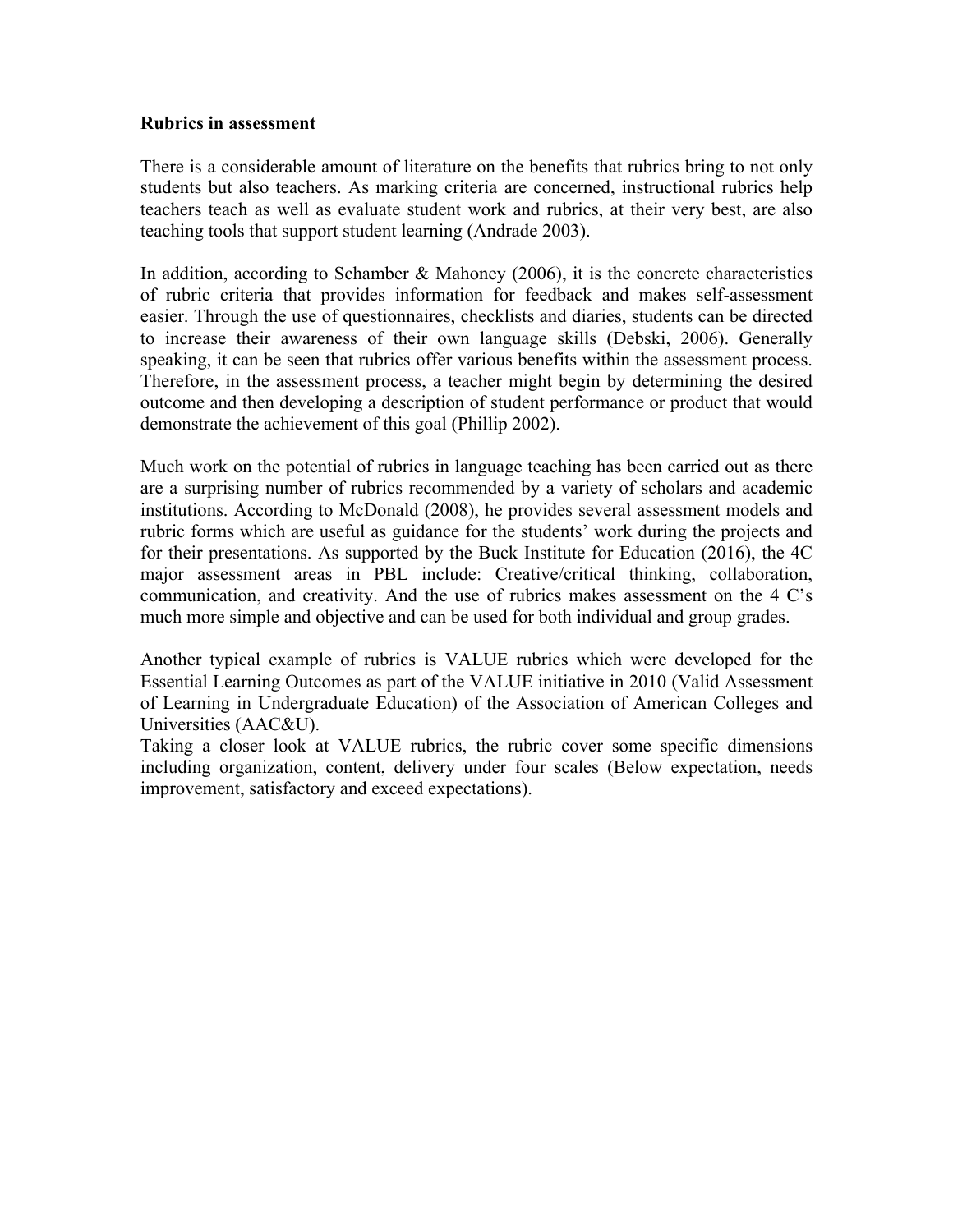**Rubrics in assessment**

There is a considerable amount of literature on the benefits that rubrics bring to not only students but also teachers. As marking criteria are concerned, instructional rubrics help teachers teach as well as evaluate student work and rubrics, at their very best, are also teaching tools that support student learning (Andrade 2003).

In addition, according to Schamber & Mahoney (2006), it is the concrete characteristics of rubric criteria that provides information for feedback and makes self-assessment easier. Through the use of questionnaires, checklists and diaries, students can be directed to increase their awareness of their own language skills (Debski, 2006). Generally speaking, it can be seen that rubrics offer various benefits within the assessment process. Therefore, in the assessment process, a teacher might begin by determining the desired outcome and then developing a description of student performance or product that would demonstrate the achievement of this goal (Phillip 2002).

Much work on the potential of rubrics in language teaching has been carried out as there are a surprising number of rubrics recommended by a variety of scholars and academic institutions. According to McDonald (2008), he provides several assessment models and rubric forms which are useful as guidance for the students' work during the projects and for their presentations. As supported by the Buck Institute for Education (2016), the 4C major assessment areas in PBL include: Creative/critical thinking, collaboration, communication, and creativity. And the use of rubrics makes assessment on the 4 C's much more simple and objective and can be used for both individual and group grades.

Another typical example of rubrics is VALUE rubrics which were developed for the Essential Learning Outcomes as part of the VALUE initiative in 2010 (Valid Assessment of Learning in Undergraduate Education) of the Association of American Colleges and Universities (AAC&U).

Taking a closer look at VALUE rubrics, the rubric cover some specific dimensions including organization, content, delivery under four scales (Below expectation, needs improvement, satisfactory and exceed expectations).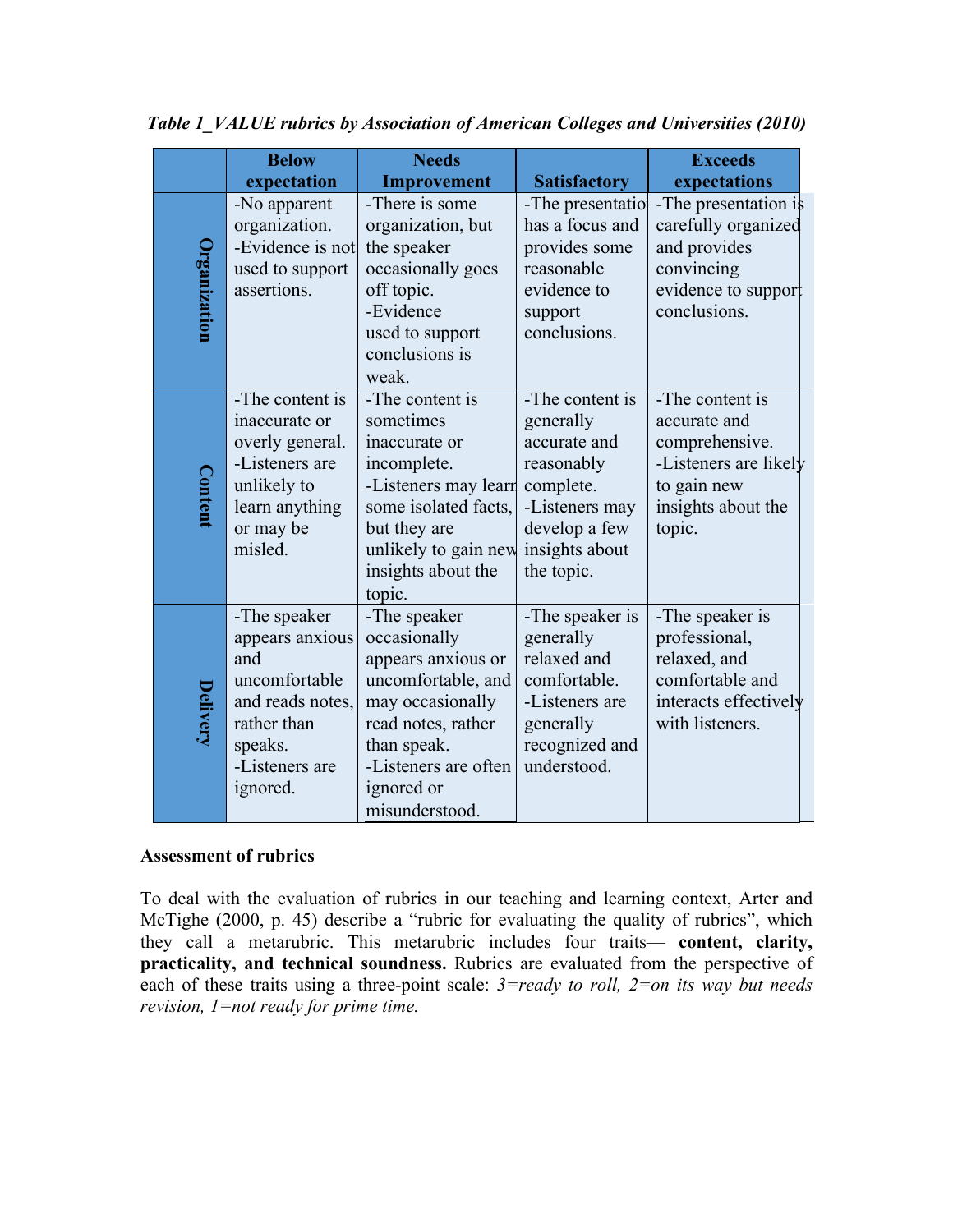***Table 1_VALUE rubrics by Association of American Colleges and Universities (2010)***

| | Below expectation | Needs Improvement | Satisfactory | Exceeds expectations |
|---|---|---|---|---|
| **Organization** | -No apparent organization.<br>-Evidence is not used to support assertions. | -There is some organization, but the speaker occasionally goes off topic.<br>-Evidence used to support conclusions is weak. | -The presentation has a focus and provides some reasonable evidence to support conclusions. | -The presentation is carefully organized and provides convincing evidence to support conclusions. |
| **Content** | -The content is inaccurate or overly general.<br>-Listeners are unlikely to learn anything or may be misled. | -The content is sometimes inaccurate or incomplete.<br>-Listeners may learn some isolated facts, but they are unlikely to gain new insights about the topic. | -The content is generally accurate and reasonably complete.<br>-Listeners may develop a few insights about the topic. | -The content is accurate and comprehensive.<br>-Listeners are likely to gain new insights about the topic. |
| **Delivery** | -The speaker appears anxious and uncomfortable and reads notes, rather than speaks.<br>-Listeners are ignored. | -The speaker occasionally appears anxious or uncomfortable, and may occasionally read notes, rather than speak.<br>-Listeners are often ignored or misunderstood. | -The speaker is generally relaxed and comfortable.<br>-Listeners are generally recognized and understood. | -The speaker is professional, relaxed, and comfortable and interacts effectively with listeners. |

**Assessment of rubrics**

To deal with the evaluation of rubrics in our teaching and learning context, Arter and McTighe (2000, p. 45) describe a "rubric for evaluating the quality of rubrics", which they call a metarubric. This metarubric includes four traits— **content, clarity, practicality, and technical soundness.** Rubrics are evaluated from the perspective of each of these traits using a three-point scale: *3=ready to roll, 2=on its way but needs revision, 1=not ready for prime time.*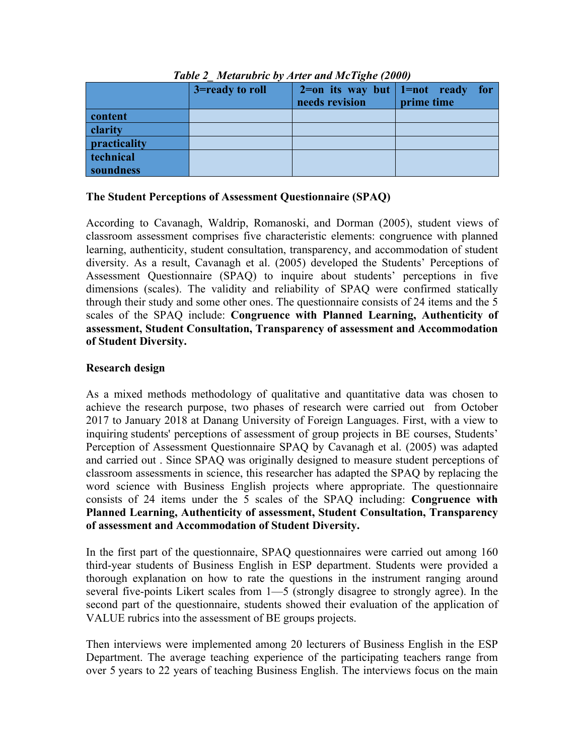*Table 2_ Metarubric by Arter and McTighe (2000)*

| | 3=ready to roll | 2=on its way but needs revision | 1=not ready for prime time |
|---|---|---|---|
| content | | | |
| clarity | | | |
| practicality | | | |
| technical soundness | | | |

**The Student Perceptions of Assessment Questionnaire (SPAQ)**

According to Cavanagh, Waldrip, Romanoski, and Dorman (2005), student views of classroom assessment comprises five characteristic elements: congruence with planned learning, authenticity, student consultation, transparency, and accommodation of student diversity. As a result, Cavanagh et al. (2005) developed the Students' Perceptions of Assessment Questionnaire (SPAQ) to inquire about students' perceptions in five dimensions (scales). The validity and reliability of SPAQ were confirmed statically through their study and some other ones. The questionnaire consists of 24 items and the 5 scales of the SPAQ include: **Congruence with Planned Learning, Authenticity of assessment, Student Consultation, Transparency of assessment and Accommodation of Student Diversity.**

**Research design**

As a mixed methods methodology of qualitative and quantitative data was chosen to achieve the research purpose, two phases of research were carried out from October 2017 to January 2018 at Danang University of Foreign Languages. First, with a view to inquiring students' perceptions of assessment of group projects in BE courses, Students' Perception of Assessment Questionnaire SPAQ by Cavanagh et al. (2005) was adapted and carried out . Since SPAQ was originally designed to measure student perceptions of classroom assessments in science, this researcher has adapted the SPAQ by replacing the word science with Business English projects where appropriate. The questionnaire consists of 24 items under the 5 scales of the SPAQ including: **Congruence with Planned Learning, Authenticity of assessment, Student Consultation, Transparency of assessment and Accommodation of Student Diversity.**

In the first part of the questionnaire, SPAQ questionnaires were carried out among 160 third-year students of Business English in ESP department. Students were provided a thorough explanation on how to rate the questions in the instrument ranging around several five-points Likert scales from 1—5 (strongly disagree to strongly agree). In the second part of the questionnaire, students showed their evaluation of the application of VALUE rubrics into the assessment of BE groups projects.

Then interviews were implemented among 20 lecturers of Business English in the ESP Department. The average teaching experience of the participating teachers range from over 5 years to 22 years of teaching Business English. The interviews focus on the main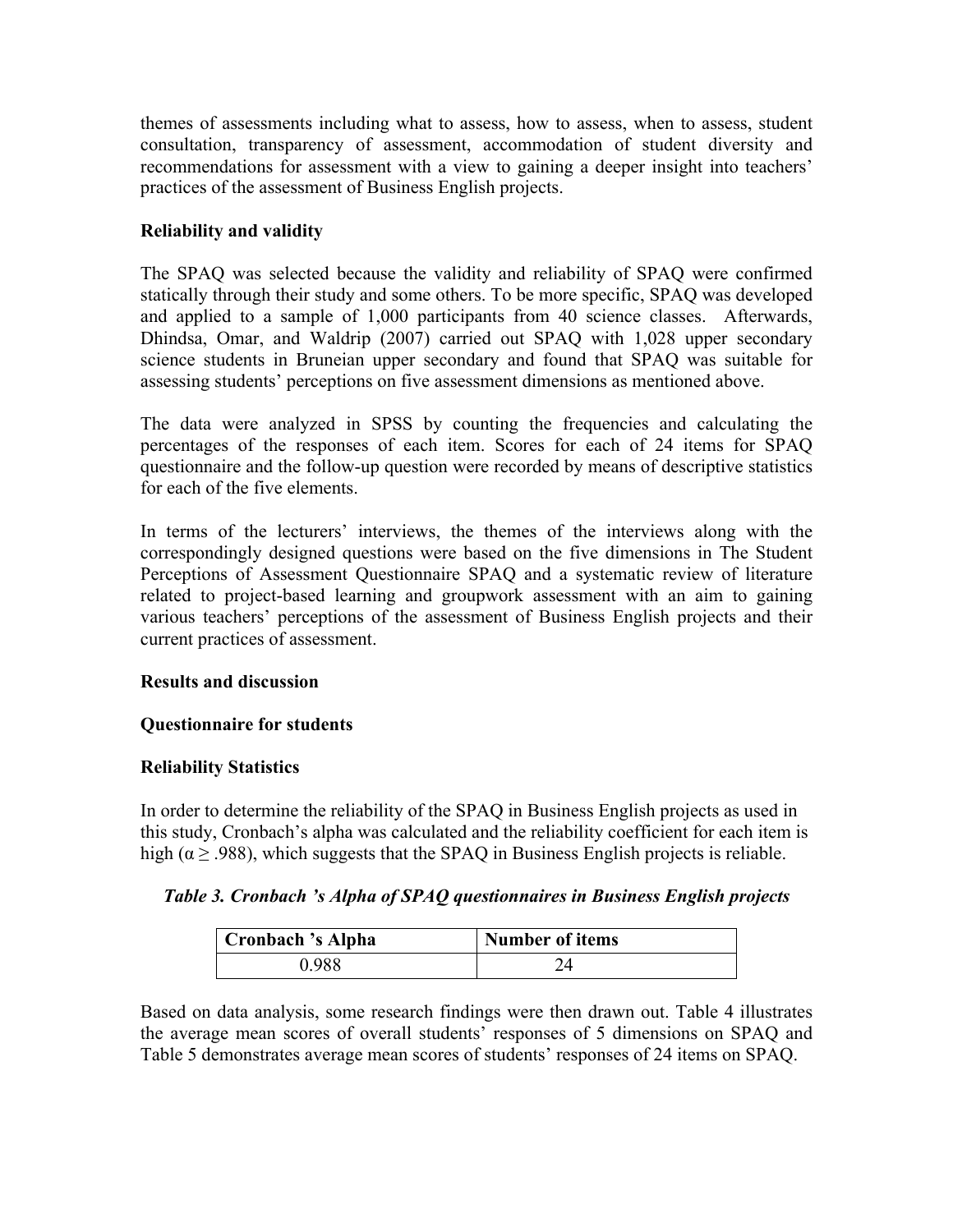themes of assessments including what to assess, how to assess, when to assess, student consultation, transparency of assessment, accommodation of student diversity and recommendations for assessment with a view to gaining a deeper insight into teachers' practices of the assessment of Business English projects.

**Reliability and validity**

The SPAQ was selected because the validity and reliability of SPAQ were confirmed statically through their study and some others. To be more specific, SPAQ was developed and applied to a sample of 1,000 participants from 40 science classes. Afterwards, Dhindsa, Omar, and Waldrip (2007) carried out SPAQ with 1,028 upper secondary science students in Bruneian upper secondary and found that SPAQ was suitable for assessing students' perceptions on five assessment dimensions as mentioned above.

The data were analyzed in SPSS by counting the frequencies and calculating the percentages of the responses of each item. Scores for each of 24 items for SPAQ questionnaire and the follow-up question were recorded by means of descriptive statistics for each of the five elements.

In terms of the lecturers' interviews, the themes of the interviews along with the correspondingly designed questions were based on the five dimensions in The Student Perceptions of Assessment Questionnaire SPAQ and a systematic review of literature related to project-based learning and groupwork assessment with an aim to gaining various teachers' perceptions of the assessment of Business English projects and their current practices of assessment.

**Results and discussion**

**Questionnaire for students**

**Reliability Statistics**

In order to determine the reliability of the SPAQ in Business English projects as used in this study, Cronbach's alpha was calculated and the reliability coefficient for each item is high ($\alpha \geq .988$), which suggests that the SPAQ in Business English projects is reliable.

***Table 3. Cronbach 's Alpha of SPAQ questionnaires in Business English projects***

| Cronbach 's Alpha | Number of items |
|---|---|
| 0.988 | 24 |

Based on data analysis, some research findings were then drawn out. Table 4 illustrates the average mean scores of overall students' responses of 5 dimensions on SPAQ and Table 5 demonstrates average mean scores of students' responses of 24 items on SPAQ.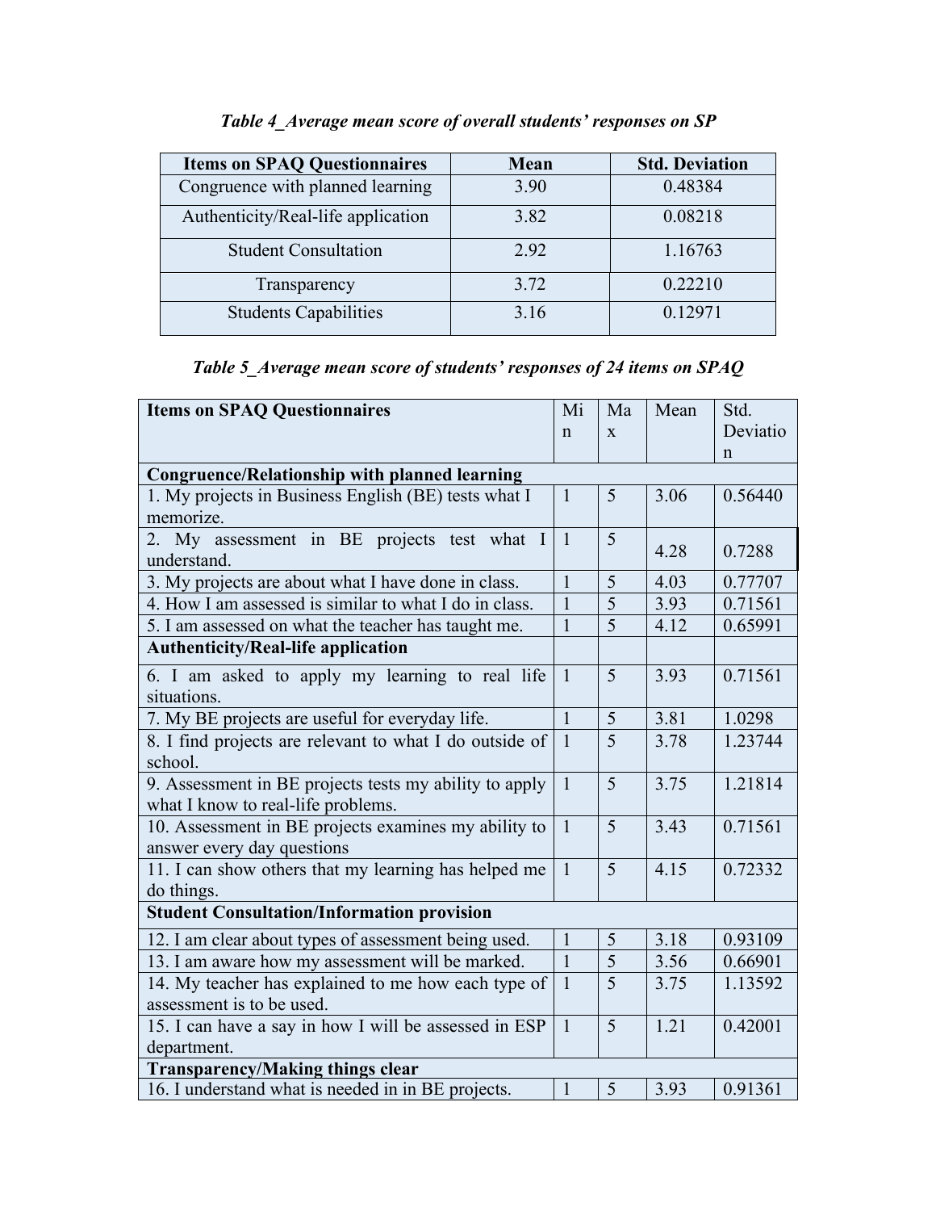*Table 4_Average mean score of overall students' responses on SP*

| Items on SPAQ Questionnaires | Mean | Std. Deviation |
|---|---|---|
| Congruence with planned learning | 3.90 | 0.48384 |
| Authenticity/Real-life application | 3.82 | 0.08218 |
| Student Consultation | 2.92 | 1.16763 |
| Transparency | 3.72 | 0.22210 |
| Students Capabilities | 3.16 | 0.12971 |

*Table 5_Average mean score of students' responses of 24 items on SPAQ*

| Items on SPAQ Questionnaires | Min | Max | Mean | Std. Deviation |
|---|---|---|---|---|
| **Congruence/Relationship with planned learning** | | | | |
| 1. My projects in Business English (BE) tests what I memorize. | 1 | 5 | 3.06 | 0.56440 |
| 2. My assessment in BE projects test what I understand. | 1 | 5 | 4.28 | 0.7288 |
| 3. My projects are about what I have done in class. | 1 | 5 | 4.03 | 0.77707 |
| 4. How I am assessed is similar to what I do in class. | 1 | 5 | 3.93 | 0.71561 |
| 5. I am assessed on what the teacher has taught me. | 1 | 5 | 4.12 | 0.65991 |
| **Authenticity/Real-life application** | | | | |
| 6. I am asked to apply my learning to real life situations. | 1 | 5 | 3.93 | 0.71561 |
| 7. My BE projects are useful for everyday life. | 1 | 5 | 3.81 | 1.0298 |
| 8. I find projects are relevant to what I do outside of school. | 1 | 5 | 3.78 | 1.23744 |
| 9. Assessment in BE projects tests my ability to apply what I know to real-life problems. | 1 | 5 | 3.75 | 1.21814 |
| 10. Assessment in BE projects examines my ability to answer every day questions | 1 | 5 | 3.43 | 0.71561 |
| 11. I can show others that my learning has helped me do things. | 1 | 5 | 4.15 | 0.72332 |
| **Student Consultation/Information provision** | | | | |
| 12. I am clear about types of assessment being used. | 1 | 5 | 3.18 | 0.93109 |
| 13. I am aware how my assessment will be marked. | 1 | 5 | 3.56 | 0.66901 |
| 14. My teacher has explained to me how each type of assessment is to be used. | 1 | 5 | 3.75 | 1.13592 |
| 15. I can have a say in how I will be assessed in ESP department. | 1 | 5 | 1.21 | 0.42001 |
| **Transparency/Making things clear** | | | | |
| 16. I understand what is needed in in BE projects. | 1 | 5 | 3.93 | 0.91361 |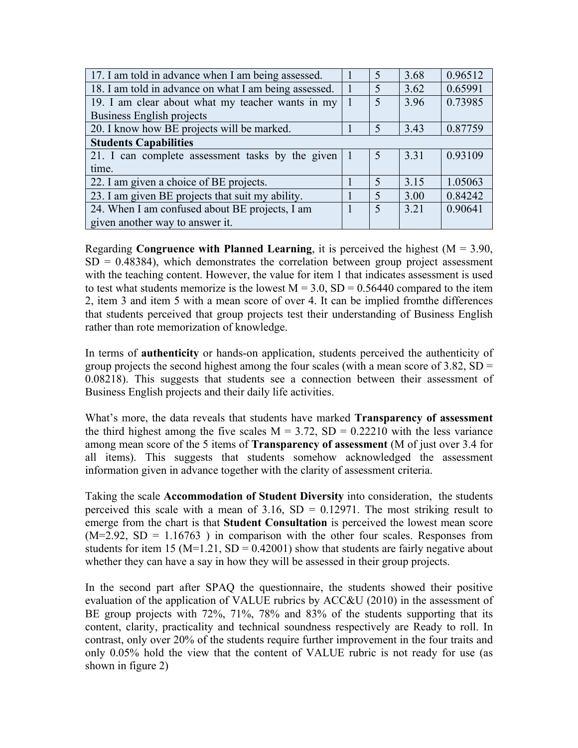| | | | | |
|---|---|---|---|---|
| 17. I am told in advance when I am being assessed. | 1 | 5 | 3.68 | 0.96512 |
| 18. I am told in advance on what I am being assessed. | 1 | 5 | 3.62 | 0.65991 |
| 19. I am clear about what my teacher wants in my Business English projects | 1 | 5 | 3.96 | 0.73985 |
| 20. I know how BE projects will be marked. | 1 | 5 | 3.43 | 0.87759 |
| **Students Capabilities** | | | | |
| 21. I can complete assessment tasks by the given time. | 1 | 5 | 3.31 | 0.93109 |
| 22. I am given a choice of BE projects. | 1 | 5 | 3.15 | 1.05063 |
| 23. I am given BE projects that suit my ability. | 1 | 5 | 3.00 | 0.84242 |
| 24. When I am confused about BE projects, I am given another way to answer it. | 1 | 5 | 3.21 | 0.90641 |

Regarding **Congruence with Planned Learning**, it is perceived the highest (M = 3.90, SD = 0.48384), which demonstrates the correlation between group project assessment with the teaching content. However, the value for item 1 that indicates assessment is used to test what students memorize is the lowest M = 3.0, SD = 0.56440 compared to the item 2, item 3 and item 5 with a mean score of over 4. It can be implied fromthe differences that students perceived that group projects test their understanding of Business English rather than rote memorization of knowledge.

In terms of **authenticity** or hands-on application, students perceived the authenticity of group projects the second highest among the four scales (with a mean score of 3.82, SD = 0.08218). This suggests that students see a connection between their assessment of Business English projects and their daily life activities.

What's more, the data reveals that students have marked **Transparency of assessment** the third highest among the five scales M = 3.72, SD = 0.22210 with the less variance among mean score of the 5 items of **Transparency of assessment** (M of just over 3.4 for all items). This suggests that students somehow acknowledged the assessment information given in advance together with the clarity of assessment criteria.

Taking the scale **Accommodation of Student Diversity** into consideration, the students perceived this scale with a mean of 3.16, SD = 0.12971. The most striking result to emerge from the chart is that **Student Consultation** is perceived the lowest mean score (M=2.92, SD = 1.16763 ) in comparison with the other four scales. Responses from students for item 15 (M=1.21, SD = 0.42001) show that students are fairly negative about whether they can have a say in how they will be assessed in their group projects.

In the second part after SPAQ the questionnaire, the students showed their positive evaluation of the application of VALUE rubrics by ACC&U (2010) in the assessment of BE group projects with 72%, 71%, 78% and 83% of the students supporting that its content, clarity, practicality and technical soundness respectively are Ready to roll. In contrast, only over 20% of the students require further improvement in the four traits and only 0.05% hold the view that the content of VALUE rubric is not ready for use (as shown in figure 2)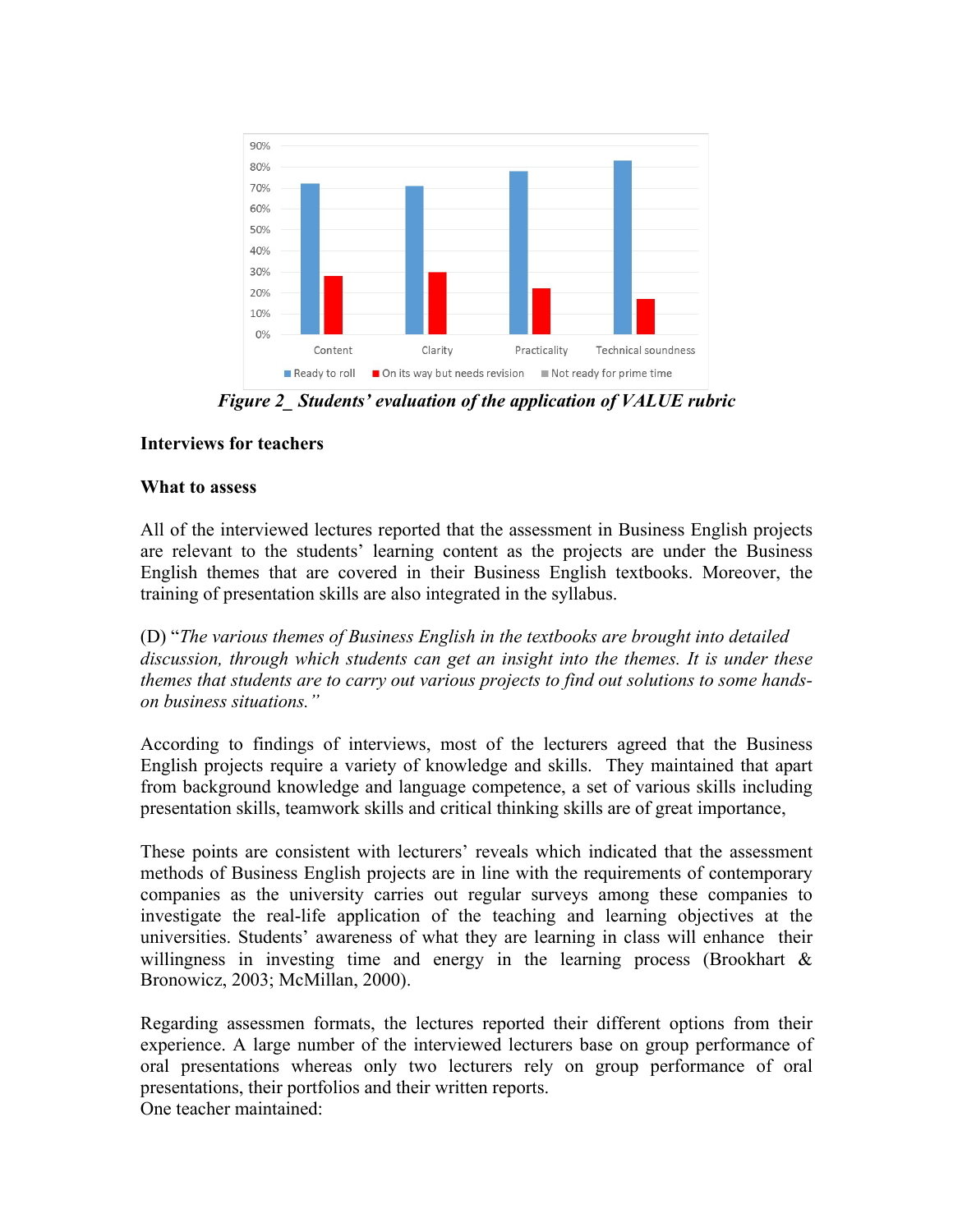*Figure 2_ Students' evaluation of the application of VALUE rubric*

**Interviews for teachers**

**What to assess**

All of the interviewed lectures reported that the assessment in Business English projects are relevant to the students' learning content as the projects are under the Business English themes that are covered in their Business English textbooks. Moreover, the training of presentation skills are also integrated in the syllabus.

(D) "*The various themes of Business English in the textbooks are brought into detailed discussion, through which students can get an insight into the themes. It is under these themes that students are to carry out various projects to find out solutions to some hands-on business situations.*"

According to findings of interviews, most of the lecturers agreed that the Business English projects require a variety of knowledge and skills. They maintained that apart from background knowledge and language competence, a set of various skills including presentation skills, teamwork skills and critical thinking skills are of great importance,

These points are consistent with lecturers' reveals which indicated that the assessment methods of Business English projects are in line with the requirements of contemporary companies as the university carries out regular surveys among these companies to investigate the real-life application of the teaching and learning objectives at the universities. Students' awareness of what they are learning in class will enhance their willingness in investing time and energy in the learning process (Brookhart & Bronowicz, 2003; McMillan, 2000).

Regarding assessmen formats, the lectures reported their different options from their experience. A large number of the interviewed lecturers base on group performance of oral presentations whereas only two lecturers rely on group performance of oral presentations, their portfolios and their written reports.
One teacher maintained: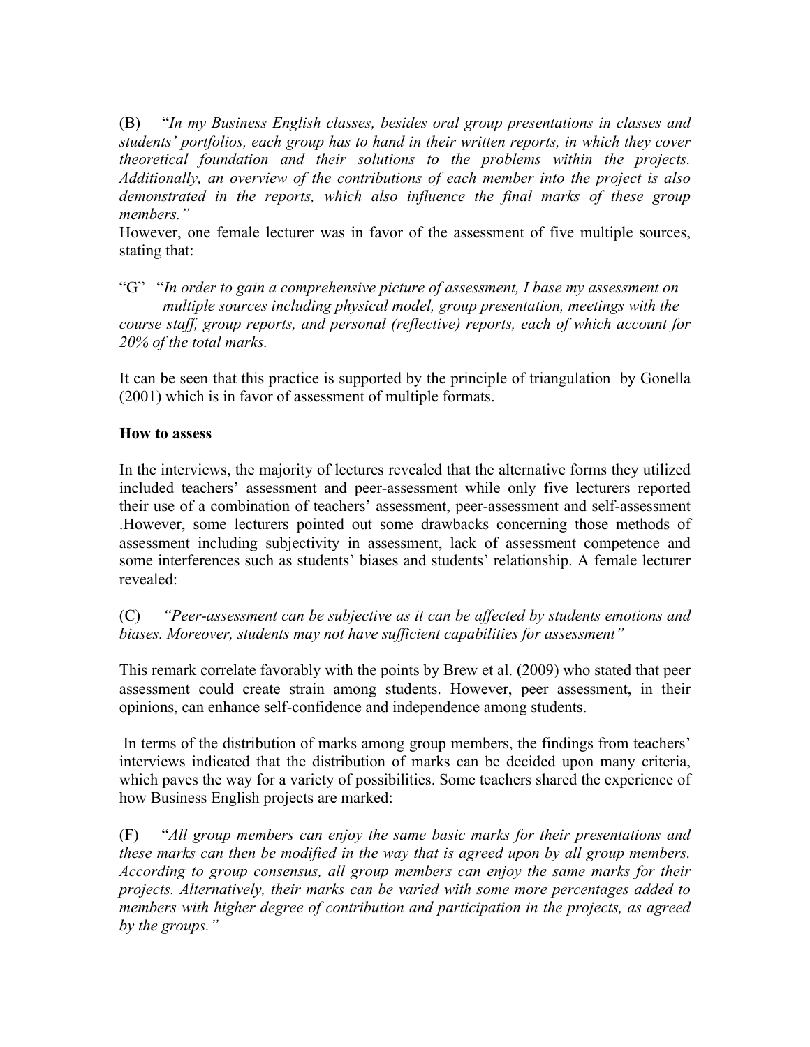(B) "*In my Business English classes, besides oral group presentations in classes and students' portfolios, each group has to hand in their written reports, in which they cover theoretical foundation and their solutions to the problems within the projects. Additionally, an overview of the contributions of each member into the project is also demonstrated in the reports, which also influence the final marks of these group members."*

However, one female lecturer was in favor of the assessment of five multiple sources, stating that:

"G" "*In order to gain a comprehensive picture of assessment, I base my assessment on multiple sources including physical model, group presentation, meetings with the course staff, group reports, and personal (reflective) reports, each of which account for 20% of the total marks.*

It can be seen that this practice is supported by the principle of triangulation by Gonella (2001) which is in favor of assessment of multiple formats.

**How to assess**

In the interviews, the majority of lectures revealed that the alternative forms they utilized included teachers' assessment and peer-assessment while only five lecturers reported their use of a combination of teachers' assessment, peer-assessment and self-assessment .However, some lecturers pointed out some drawbacks concerning those methods of assessment including subjectivity in assessment, lack of assessment competence and some interferences such as students' biases and students' relationship. A female lecturer revealed:

(C) *"Peer-assessment can be subjective as it can be affected by students emotions and biases. Moreover, students may not have sufficient capabilities for assessment"*

This remark correlate favorably with the points by Brew et al. (2009) who stated that peer assessment could create strain among students. However, peer assessment, in their opinions, can enhance self-confidence and independence among students.

In terms of the distribution of marks among group members, the findings from teachers' interviews indicated that the distribution of marks can be decided upon many criteria, which paves the way for a variety of possibilities. Some teachers shared the experience of how Business English projects are marked:

(F) "*All group members can enjoy the same basic marks for their presentations and these marks can then be modified in the way that is agreed upon by all group members. According to group consensus, all group members can enjoy the same marks for their projects. Alternatively, their marks can be varied with some more percentages added to members with higher degree of contribution and participation in the projects, as agreed by the groups."*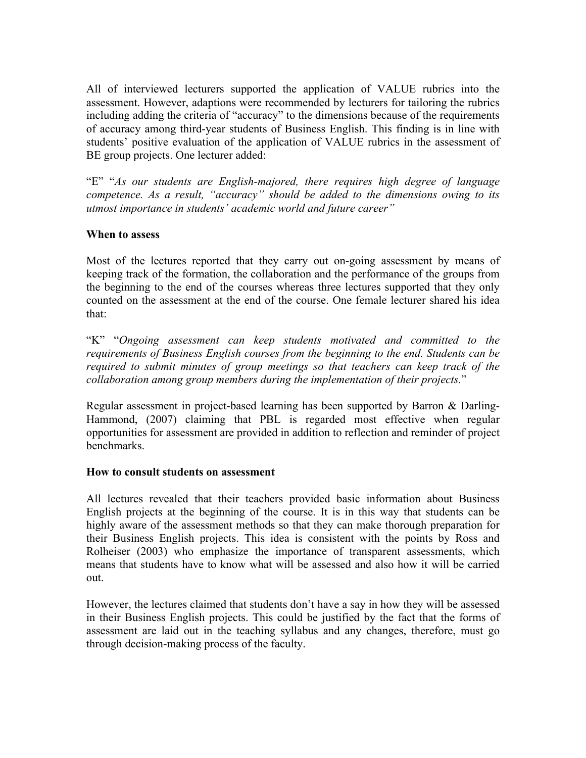All of interviewed lecturers supported the application of VALUE rubrics into the assessment. However, adaptions were recommended by lecturers for tailoring the rubrics including adding the criteria of "accuracy" to the dimensions because of the requirements of accuracy among third-year students of Business English. This finding is in line with students' positive evaluation of the application of VALUE rubrics in the assessment of BE group projects. One lecturer added:

"E" "*As our students are English-majored, there requires high degree of language competence. As a result, "accuracy" should be added to the dimensions owing to its utmost importance in students' academic world and future career"*

**When to assess**

Most of the lectures reported that they carry out on-going assessment by means of keeping track of the formation, the collaboration and the performance of the groups from the beginning to the end of the courses whereas three lectures supported that they only counted on the assessment at the end of the course. One female lecturer shared his idea that:

"K" "*Ongoing assessment can keep students motivated and committed to the requirements of Business English courses from the beginning to the end. Students can be required to submit minutes of group meetings so that teachers can keep track of the collaboration among group members during the implementation of their projects.*"

Regular assessment in project-based learning has been supported by Barron & Darling-Hammond, (2007) claiming that PBL is regarded most effective when regular opportunities for assessment are provided in addition to reflection and reminder of project benchmarks.

**How to consult students on assessment**

All lectures revealed that their teachers provided basic information about Business English projects at the beginning of the course. It is in this way that students can be highly aware of the assessment methods so that they can make thorough preparation for their Business English projects. This idea is consistent with the points by Ross and Rolheiser (2003) who emphasize the importance of transparent assessments, which means that students have to know what will be assessed and also how it will be carried out.

However, the lectures claimed that students don't have a say in how they will be assessed in their Business English projects. This could be justified by the fact that the forms of assessment are laid out in the teaching syllabus and any changes, therefore, must go through decision-making process of the faculty.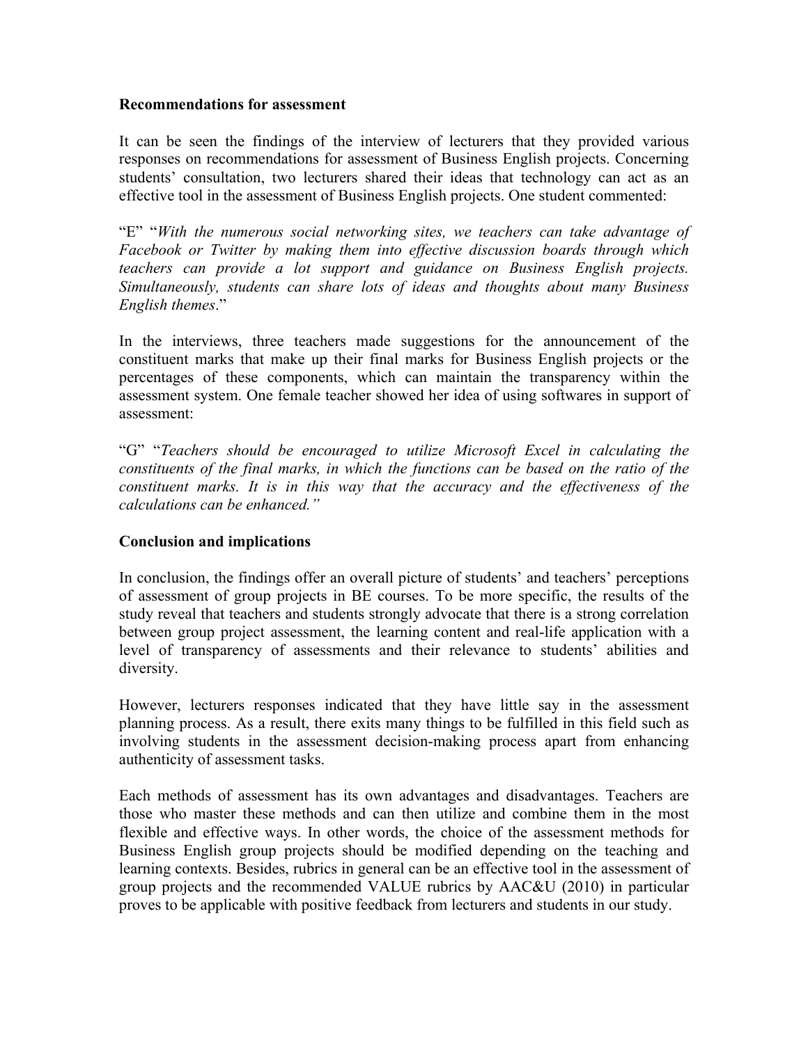**Recommendations for assessment**

It can be seen the findings of the interview of lecturers that they provided various responses on recommendations for assessment of Business English projects. Concerning students' consultation, two lecturers shared their ideas that technology can act as an effective tool in the assessment of Business English projects. One student commented:

"E" "*With the numerous social networking sites, we teachers can take advantage of Facebook or Twitter by making them into effective discussion boards through which teachers can provide a lot support and guidance on Business English projects. Simultaneously, students can share lots of ideas and thoughts about many Business English themes*."

In the interviews, three teachers made suggestions for the announcement of the constituent marks that make up their final marks for Business English projects or the percentages of these components, which can maintain the transparency within the assessment system. One female teacher showed her idea of using softwares in support of assessment:

"G" "*Teachers should be encouraged to utilize Microsoft Excel in calculating the constituents of the final marks, in which the functions can be based on the ratio of the constituent marks. It is in this way that the accuracy and the effectiveness of the calculations can be enhanced."*

**Conclusion and implications**

In conclusion, the findings offer an overall picture of students' and teachers' perceptions of assessment of group projects in BE courses. To be more specific, the results of the study reveal that teachers and students strongly advocate that there is a strong correlation between group project assessment, the learning content and real-life application with a level of transparency of assessments and their relevance to students' abilities and diversity.

However, lecturers responses indicated that they have little say in the assessment planning process. As a result, there exits many things to be fulfilled in this field such as involving students in the assessment decision-making process apart from enhancing authenticity of assessment tasks.

Each methods of assessment has its own advantages and disadvantages. Teachers are those who master these methods and can then utilize and combine them in the most flexible and effective ways. In other words, the choice of the assessment methods for Business English group projects should be modified depending on the teaching and learning contexts. Besides, rubrics in general can be an effective tool in the assessment of group projects and the recommended VALUE rubrics by AAC&U (2010) in particular proves to be applicable with positive feedback from lecturers and students in our study.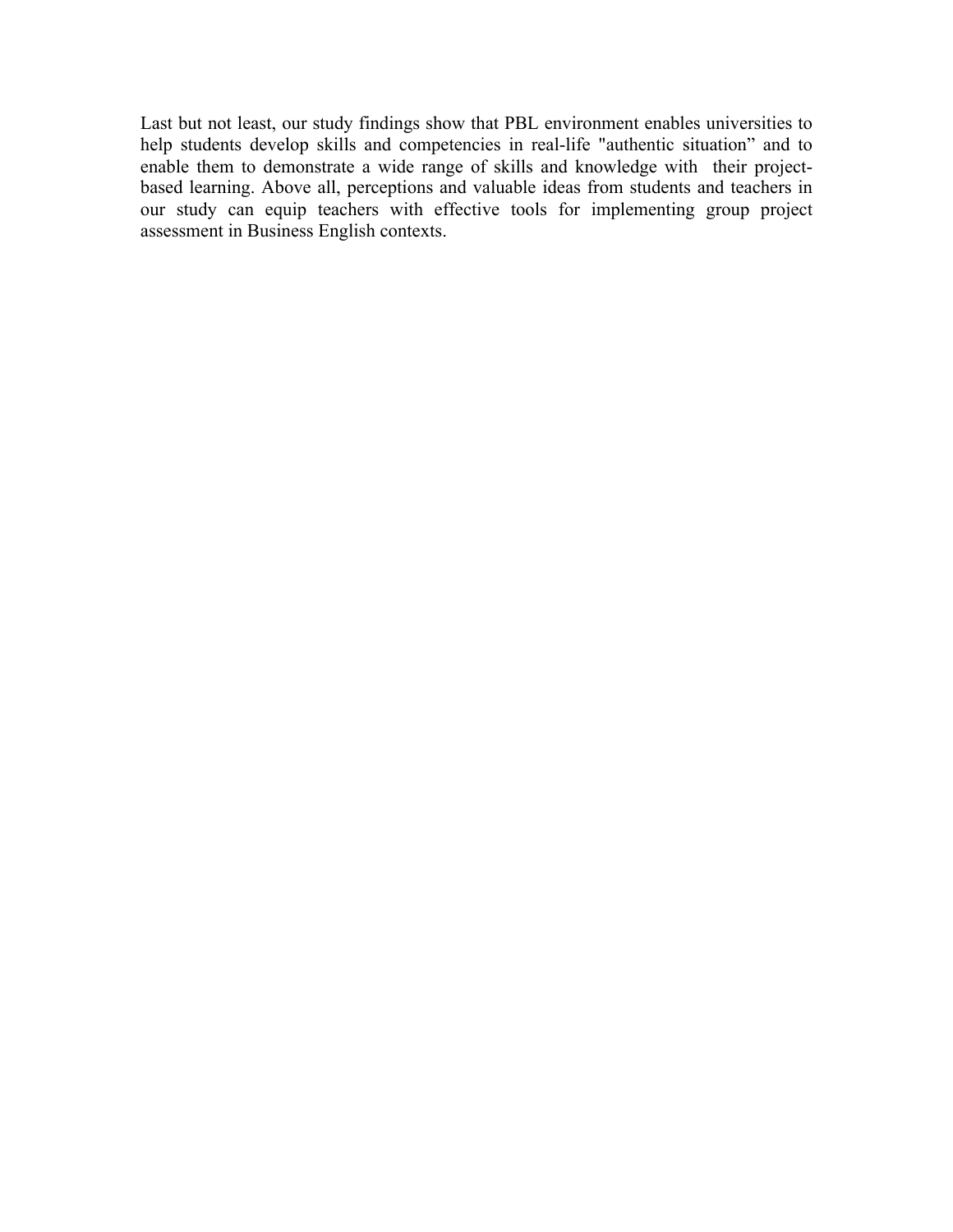Last but not least, our study findings show that PBL environment enables universities to help students develop skills and competencies in real-life "authentic situation" and to enable them to demonstrate a wide range of skills and knowledge with their project-based learning. Above all, perceptions and valuable ideas from students and teachers in our study can equip teachers with effective tools for implementing group project assessment in Business English contexts.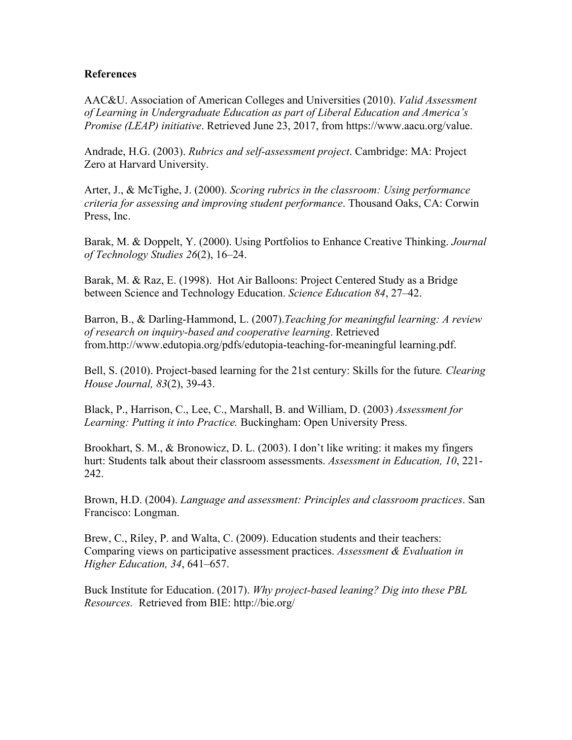**References**

AAC&U. Association of American Colleges and Universities (2010). *Valid Assessment of Learning in Undergraduate Education as part of Liberal Education and America's Promise (LEAP) initiative*. Retrieved June 23, 2017, from https://www.aacu.org/value.

Andrade, H.G. (2003). *Rubrics and self-assessment project*. Cambridge: MA: Project Zero at Harvard University.

Arter, J., & McTighe, J. (2000). *Scoring rubrics in the classroom: Using performance criteria for assessing and improving student performance*. Thousand Oaks, CA: Corwin Press, Inc.

Barak, M. & Doppelt, Y. (2000). Using Portfolios to Enhance Creative Thinking. *Journal of Technology Studies 26*(2), 16–24.

Barak, M. & Raz, E. (1998). Hot Air Balloons: Project Centered Study as a Bridge between Science and Technology Education. *Science Education 84*, 27–42.

Barron, B., & Darling-Hammond, L. (2007).*Teaching for meaningful learning: A review of research on inquiry-based and cooperative learning*. Retrieved from.http://www.edutopia.org/pdfs/edutopia-teaching-for-meaningful learning.pdf.

Bell, S. (2010). Project-based learning for the 21st century: Skills for the future*. Clearing House Journal, 83*(2), 39-43.

Black, P., Harrison, C., Lee, C., Marshall, B. and William, D. (2003) *Assessment for Learning: Putting it into Practice.* Buckingham: Open University Press.

Brookhart, S. M., & Bronowicz, D. L. (2003). I don't like writing: it makes my fingers hurt: Students talk about their classroom assessments. *Assessment in Education, 10*, 221-242.

Brown, H.D. (2004). *Language and assessment: Principles and classroom practices*. San Francisco: Longman.

Brew, C., Riley, P. and Walta, C. (2009). Education students and their teachers: Comparing views on participative assessment practices. *Assessment & Evaluation in Higher Education, 34*, 641–657.

Buck Institute for Education. (2017). *Why project-based leaning? Dig into these PBL Resources.* Retrieved from BIE: http://bie.org/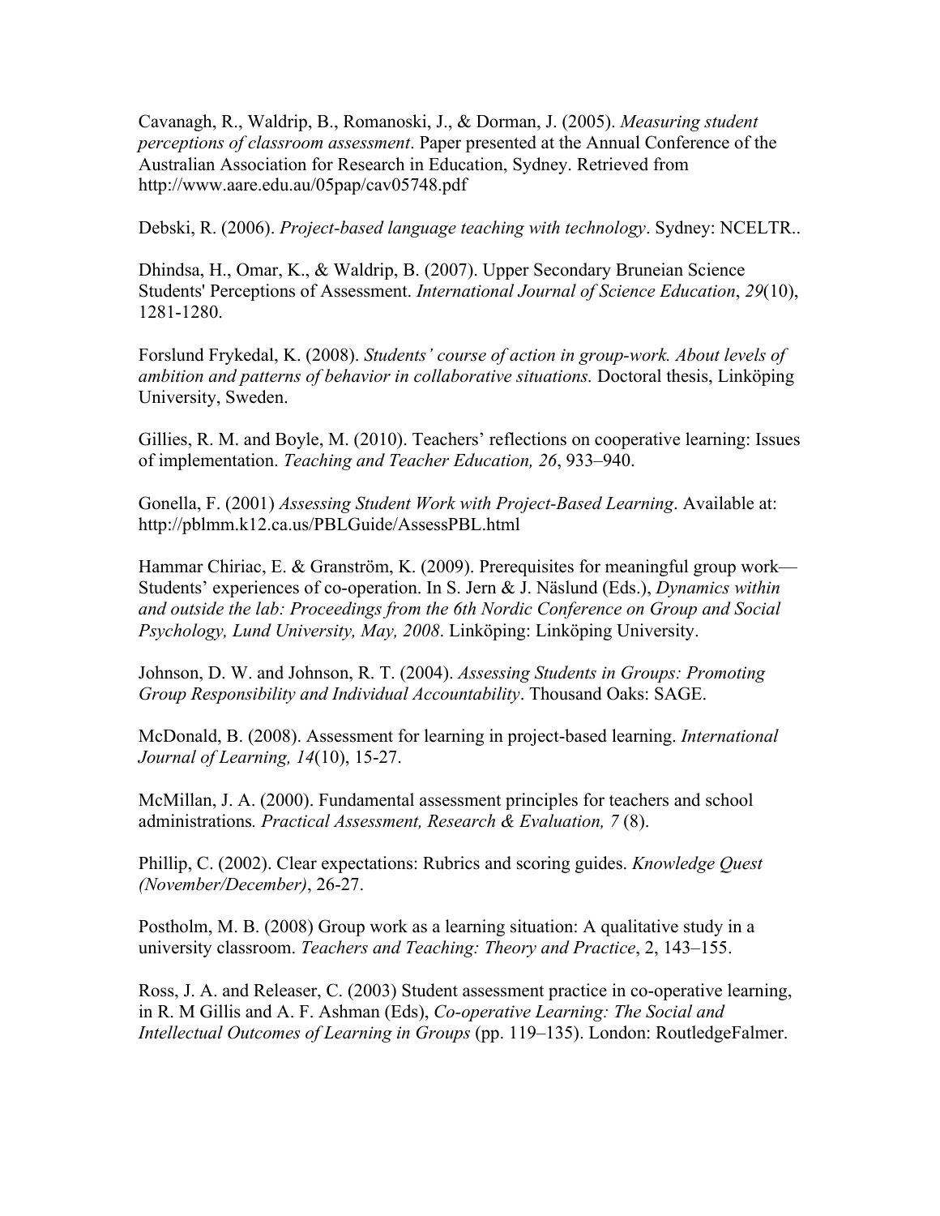Cavanagh, R., Waldrip, B., Romanoski, J., & Dorman, J. (2005). *Measuring student perceptions of classroom assessment*. Paper presented at the Annual Conference of the Australian Association for Research in Education, Sydney. Retrieved from http://www.aare.edu.au/05pap/cav05748.pdf

Debski, R. (2006). *Project-based language teaching with technology*. Sydney: NCELTR..

Dhindsa, H., Omar, K., & Waldrip, B. (2007). Upper Secondary Bruneian Science Students' Perceptions of Assessment. *International Journal of Science Education*, *29*(10), 1281-1280.

Forslund Frykedal, K. (2008). *Students' course of action in group-work. About levels of ambition and patterns of behavior in collaborative situations.* Doctoral thesis, Linköping University, Sweden.

Gillies, R. M. and Boyle, M. (2010). Teachers' reflections on cooperative learning: Issues of implementation. *Teaching and Teacher Education, 26*, 933–940.

Gonella, F. (2001) *Assessing Student Work with Project-Based Learning*. Available at: http://pblmm.k12.ca.us/PBLGuide/AssessPBL.html

Hammar Chiriac, E. & Granström, K. (2009). Prerequisites for meaningful group work—Students' experiences of co-operation. In S. Jern & J. Näslund (Eds.), *Dynamics within and outside the lab: Proceedings from the 6th Nordic Conference on Group and Social Psychology, Lund University, May, 2008*. Linköping: Linköping University.

Johnson, D. W. and Johnson, R. T. (2004). *Assessing Students in Groups: Promoting Group Responsibility and Individual Accountability*. Thousand Oaks: SAGE.

McDonald, B. (2008). Assessment for learning in project-based learning. *International Journal of Learning, 14*(10), 15-27.

McMillan, J. A. (2000). Fundamental assessment principles for teachers and school administrations*. Practical Assessment, Research & Evaluation, 7* (8).

Phillip, C. (2002). Clear expectations: Rubrics and scoring guides. *Knowledge Quest (November/December)*, 26-27.

Postholm, M. B. (2008) Group work as a learning situation: A qualitative study in a university classroom. *Teachers and Teaching: Theory and Practice*, 2, 143–155.

Ross, J. A. and Releaser, C. (2003) Student assessment practice in co-operative learning, in R. M Gillis and A. F. Ashman (Eds), *Co-operative Learning: The Social and Intellectual Outcomes of Learning in Groups* (pp. 119–135). London: RoutledgeFalmer.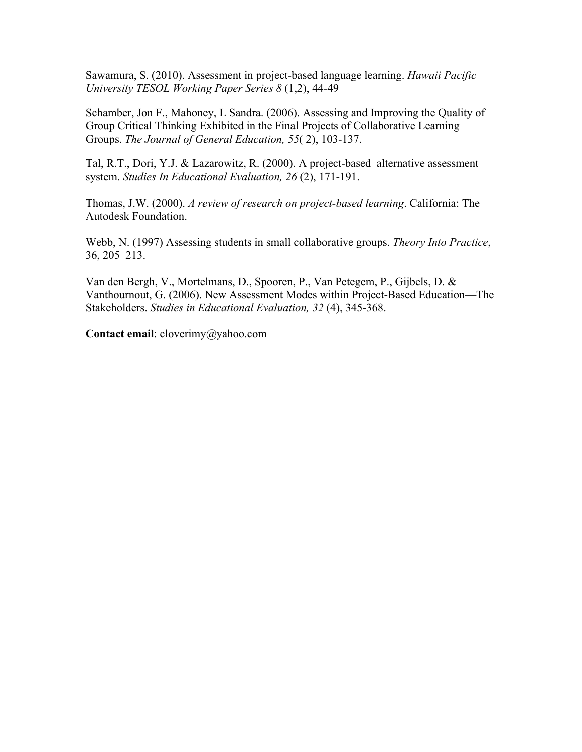Sawamura, S. (2010). Assessment in project-based language learning. *Hawaii Pacific University TESOL Working Paper Series 8* (1,2), 44-49

Schamber, Jon F., Mahoney, L Sandra. (2006). Assessing and Improving the Quality of Group Critical Thinking Exhibited in the Final Projects of Collaborative Learning Groups. *The Journal of General Education, 55*( 2), 103-137.

Tal, R.T., Dori, Y.J. & Lazarowitz, R. (2000). A project-based alternative assessment system. *Studies In Educational Evaluation, 26* (2), 171-191.

Thomas, J.W. (2000). *A review of research on project-based learning*. California: The Autodesk Foundation.

Webb, N. (1997) Assessing students in small collaborative groups. *Theory Into Practice*, 36, 205–213.

Van den Bergh, V., Mortelmans, D., Spooren, P., Van Petegem, P., Gijbels, D. & Vanthournout, G. (2006). New Assessment Modes within Project-Based Education—The Stakeholders. *Studies in Educational Evaluation, 32* (4), 345-368.

**Contact email**: cloverimy@yahoo.com